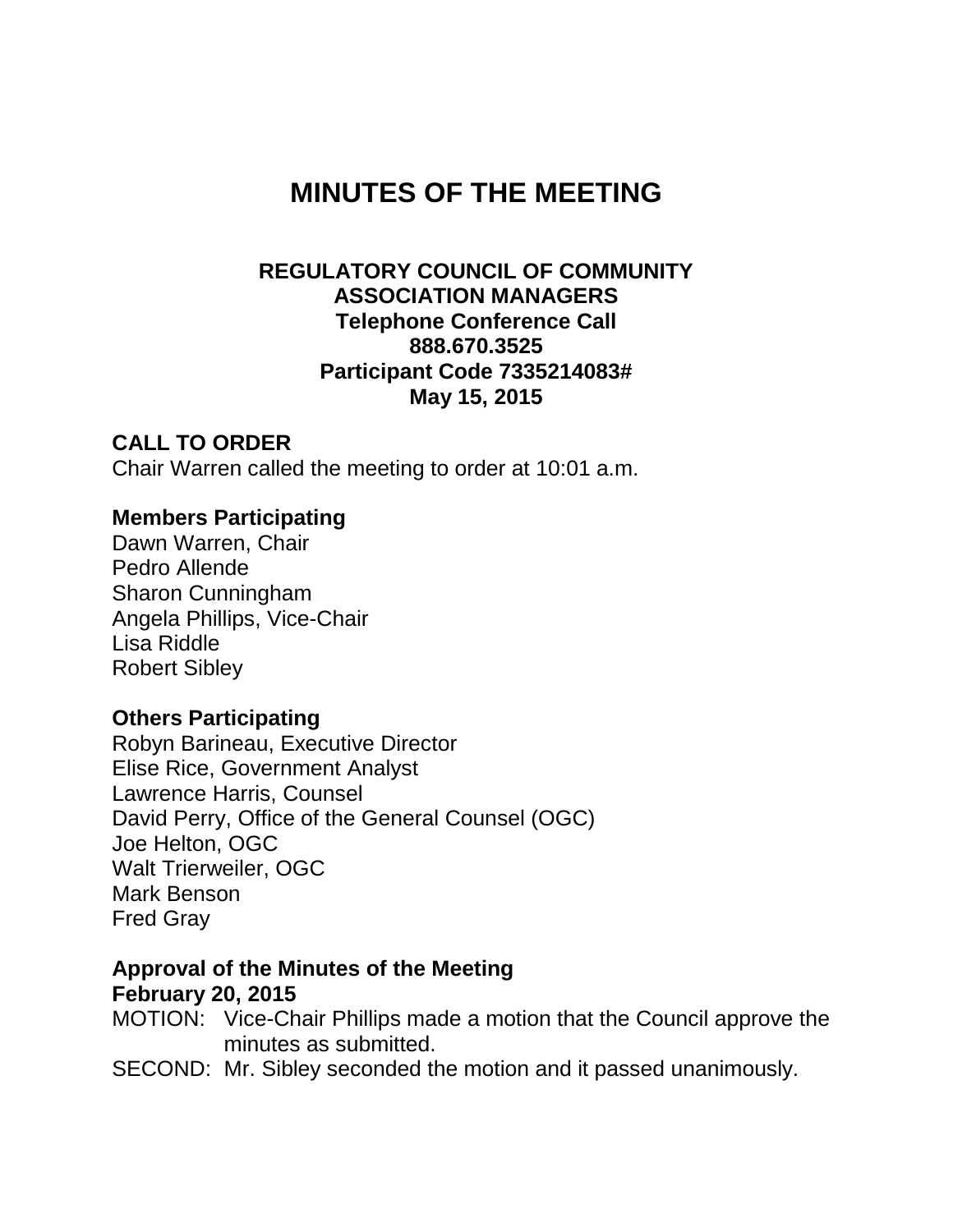# MINUTES OF THE MEETING

**REGULATORY COUNCIL OF COMMUNITY ASSOCIATION MANAGERS**
**Telephone Conference Call**
**888.670.3525**
**Participant Code 7335214083#**
**May 15, 2015**

## CALL TO ORDER

Chair Warren called the meeting to order at 10:01 a.m.

### Members Participating

Dawn Warren, Chair
Pedro Allende
Sharon Cunningham
Angela Phillips, Vice-Chair
Lisa Riddle
Robert Sibley

### Others Participating

Robyn Barineau, Executive Director
Elise Rice, Government Analyst
Lawrence Harris, Counsel
David Perry, Office of the General Counsel (OGC)
Joe Helton, OGC
Walt Trierweiler, OGC
Mark Benson
Fred Gray

### Approval of the Minutes of the Meeting February 20, 2015

MOTION: Vice-Chair Phillips made a motion that the Council approve the minutes as submitted.
SECOND: Mr. Sibley seconded the motion and it passed unanimously.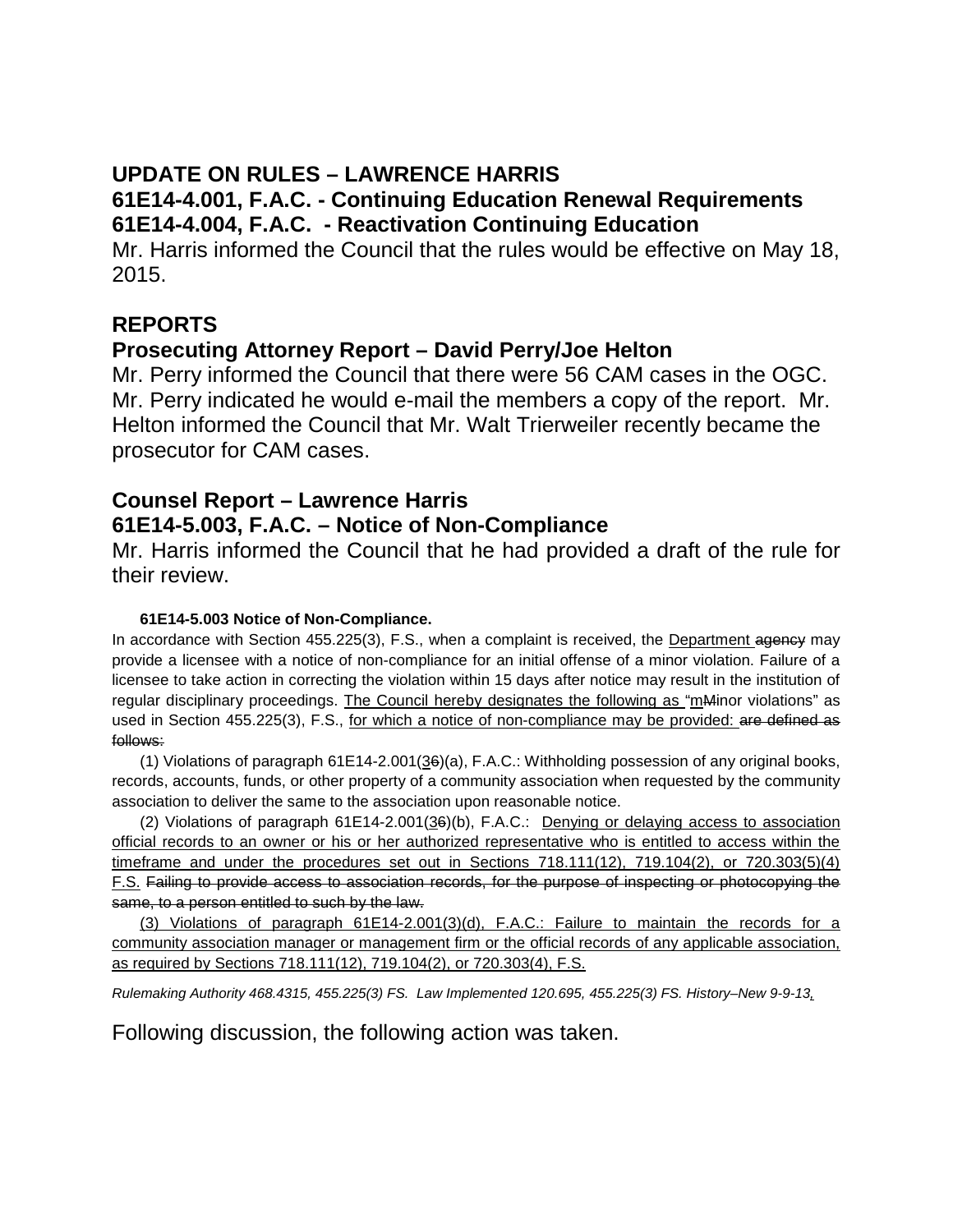## UPDATE ON RULES – LAWRENCE HARRIS

### 61E14-4.001, F.A.C. - Continuing Education Renewal Requirements

### 61E14-4.004, F.A.C. - Reactivation Continuing Education

Mr. Harris informed the Council that the rules would be effective on May 18, 2015.

## REPORTS

### Prosecuting Attorney Report – David Perry/Joe Helton

Mr. Perry informed the Council that there were 56 CAM cases in the OGC. Mr. Perry indicated he would e-mail the members a copy of the report. Mr. Helton informed the Council that Mr. Walt Trierweiler recently became the prosecutor for CAM cases.

### Counsel Report – Lawrence Harris

### 61E14-5.003, F.A.C. – Notice of Non-Compliance

Mr. Harris informed the Council that he had provided a draft of the rule for their review.

**61E14-5.003 Notice of Non-Compliance.**

In accordance with Section 455.225(3), F.S., when a complaint is received, the <u>Department</u> ~~agency~~ may provide a licensee with a notice of non-compliance for an initial offense of a minor violation. Failure of a licensee to take action in correcting the violation within 15 days after notice may result in the institution of regular disciplinary proceedings. <u>The Council hereby designates the following as</u> "<u>m</u>~~M~~inor violations" as used in Section 455.225(3), F.S., <u>for which a notice of non-compliance may be provided:</u> ~~are defined as follows:~~

(1) Violations of paragraph 61E14-2.001(<u>3</u>~~6~~)(a), F.A.C.: Withholding possession of any original books, records, accounts, funds, or other property of a community association when requested by the community association to deliver the same to the association upon reasonable notice.

(2) Violations of paragraph 61E14-2.001(<u>3</u>~~6~~)(b), F.A.C.: <u>Denying or delaying access to association official records to an owner or his or her authorized representative who is entitled to access within the timeframe and under the procedures set out in Sections 718.111(12), 719.104(2), or 720.303(5)(4) F.S.</u> ~~Failing to provide access to association records, for the purpose of inspecting or photocopying the same, to a person entitled to such by the law.~~

<u>(3) Violations of paragraph 61E14-2.001(3)(d), F.A.C.: Failure to maintain the records for a community association manager or management firm or the official records of any applicable association, as required by Sections 718.111(12), 719.104(2), or 720.303(4), F.S.</u>

*Rulemaking Authority 468.4315, 455.225(3) FS. Law Implemented 120.695, 455.225(3) FS. History–New 9-9-13<u>,</u>*

Following discussion, the following action was taken.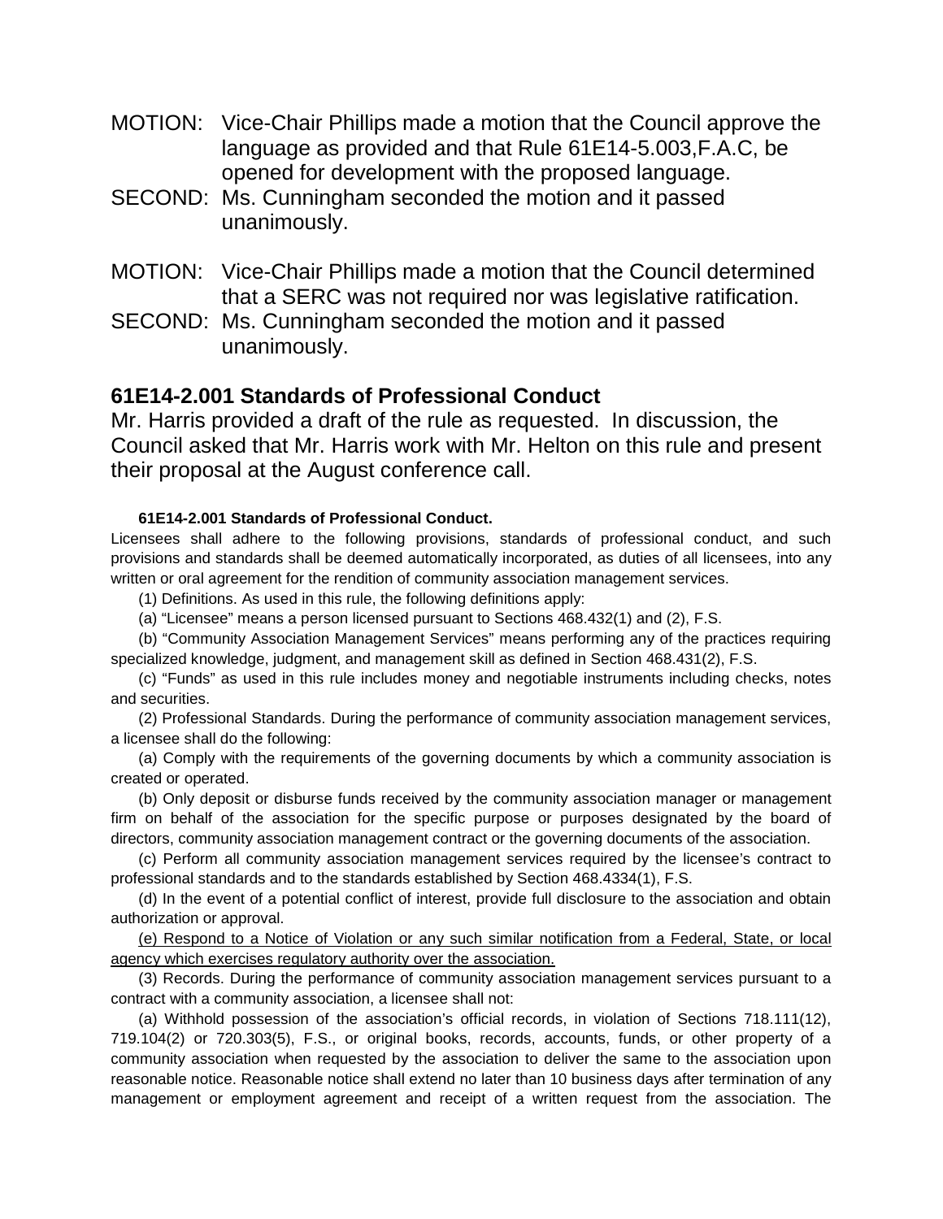MOTION: Vice-Chair Phillips made a motion that the Council approve the language as provided and that Rule 61E14-5.003,F.A.C, be opened for development with the proposed language.

SECOND: Ms. Cunningham seconded the motion and it passed unanimously.

MOTION: Vice-Chair Phillips made a motion that the Council determined that a SERC was not required nor was legislative ratification.

SECOND: Ms. Cunningham seconded the motion and it passed unanimously.

## 61E14-2.001 Standards of Professional Conduct

Mr. Harris provided a draft of the rule as requested. In discussion, the Council asked that Mr. Harris work with Mr. Helton on this rule and present their proposal at the August conference call.

**61E14-2.001 Standards of Professional Conduct.**

Licensees shall adhere to the following provisions, standards of professional conduct, and such provisions and standards shall be deemed automatically incorporated, as duties of all licensees, into any written or oral agreement for the rendition of community association management services.

(1) Definitions. As used in this rule, the following definitions apply:

(a) "Licensee" means a person licensed pursuant to Sections 468.432(1) and (2), F.S.

(b) "Community Association Management Services" means performing any of the practices requiring specialized knowledge, judgment, and management skill as defined in Section 468.431(2), F.S.

(c) "Funds" as used in this rule includes money and negotiable instruments including checks, notes and securities.

(2) Professional Standards. During the performance of community association management services, a licensee shall do the following:

(a) Comply with the requirements of the governing documents by which a community association is created or operated.

(b) Only deposit or disburse funds received by the community association manager or management firm on behalf of the association for the specific purpose or purposes designated by the board of directors, community association management contract or the governing documents of the association.

(c) Perform all community association management services required by the licensee's contract to professional standards and to the standards established by Section 468.4334(1), F.S.

(d) In the event of a potential conflict of interest, provide full disclosure to the association and obtain authorization or approval.

<u>(e) Respond to a Notice of Violation or any such similar notification from a Federal, State, or local agency which exercises regulatory authority over the association.</u>

(3) Records. During the performance of community association management services pursuant to a contract with a community association, a licensee shall not:

(a) Withhold possession of the association's official records, in violation of Sections 718.111(12), 719.104(2) or 720.303(5), F.S., or original books, records, accounts, funds, or other property of a community association when requested by the association to deliver the same to the association upon reasonable notice. Reasonable notice shall extend no later than 10 business days after termination of any management or employment agreement and receipt of a written request from the association. The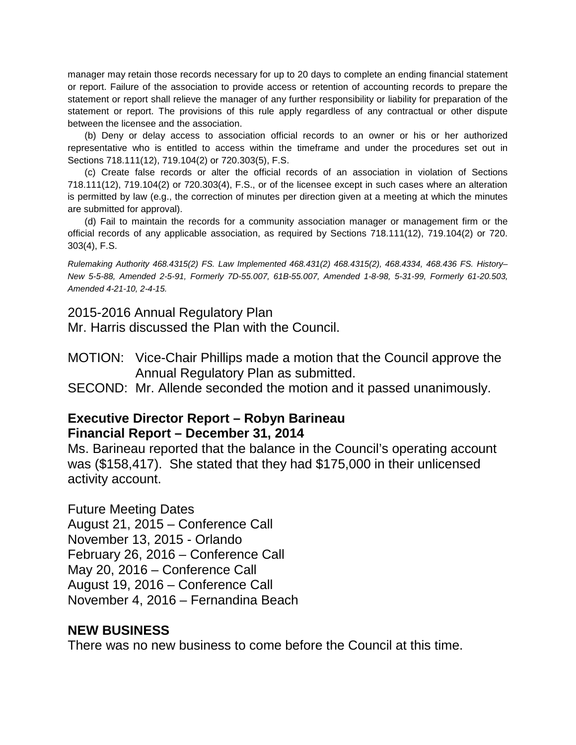manager may retain those records necessary for up to 20 days to complete an ending financial statement or report. Failure of the association to provide access or retention of accounting records to prepare the statement or report shall relieve the manager of any further responsibility or liability for preparation of the statement or report. The provisions of this rule apply regardless of any contractual or other dispute between the licensee and the association.

(b) Deny or delay access to association official records to an owner or his or her authorized representative who is entitled to access within the timeframe and under the procedures set out in Sections 718.111(12), 719.104(2) or 720.303(5), F.S.

(c) Create false records or alter the official records of an association in violation of Sections 718.111(12), 719.104(2) or 720.303(4), F.S., or of the licensee except in such cases where an alteration is permitted by law (e.g., the correction of minutes per direction given at a meeting at which the minutes are submitted for approval).

(d) Fail to maintain the records for a community association manager or management firm or the official records of any applicable association, as required by Sections 718.111(12), 719.104(2) or 720.303(4), F.S.

*Rulemaking Authority 468.4315(2) FS. Law Implemented 468.431(2) 468.4315(2), 468.4334, 468.436 FS. History–New 5-5-88, Amended 2-5-91, Formerly 7D-55.007, 61B-55.007, Amended 1-8-98, 5-31-99, Formerly 61-20.503, Amended 4-21-10, 2-4-15.*

2015-2016 Annual Regulatory Plan
Mr. Harris discussed the Plan with the Council.

MOTION: Vice-Chair Phillips made a motion that the Council approve the Annual Regulatory Plan as submitted.
SECOND: Mr. Allende seconded the motion and it passed unanimously.

**Executive Director Report – Robyn Barineau**
**Financial Report – December 31, 2014**

Ms. Barineau reported that the balance in the Council's operating account was ($158,417). She stated that they had $175,000 in their unlicensed activity account.

Future Meeting Dates
August 21, 2015 – Conference Call
November 13, 2015 - Orlando
February 26, 2016 – Conference Call
May 20, 2016 – Conference Call
August 19, 2016 – Conference Call
November 4, 2016 – Fernandina Beach

**NEW BUSINESS**

There was no new business to come before the Council at this time.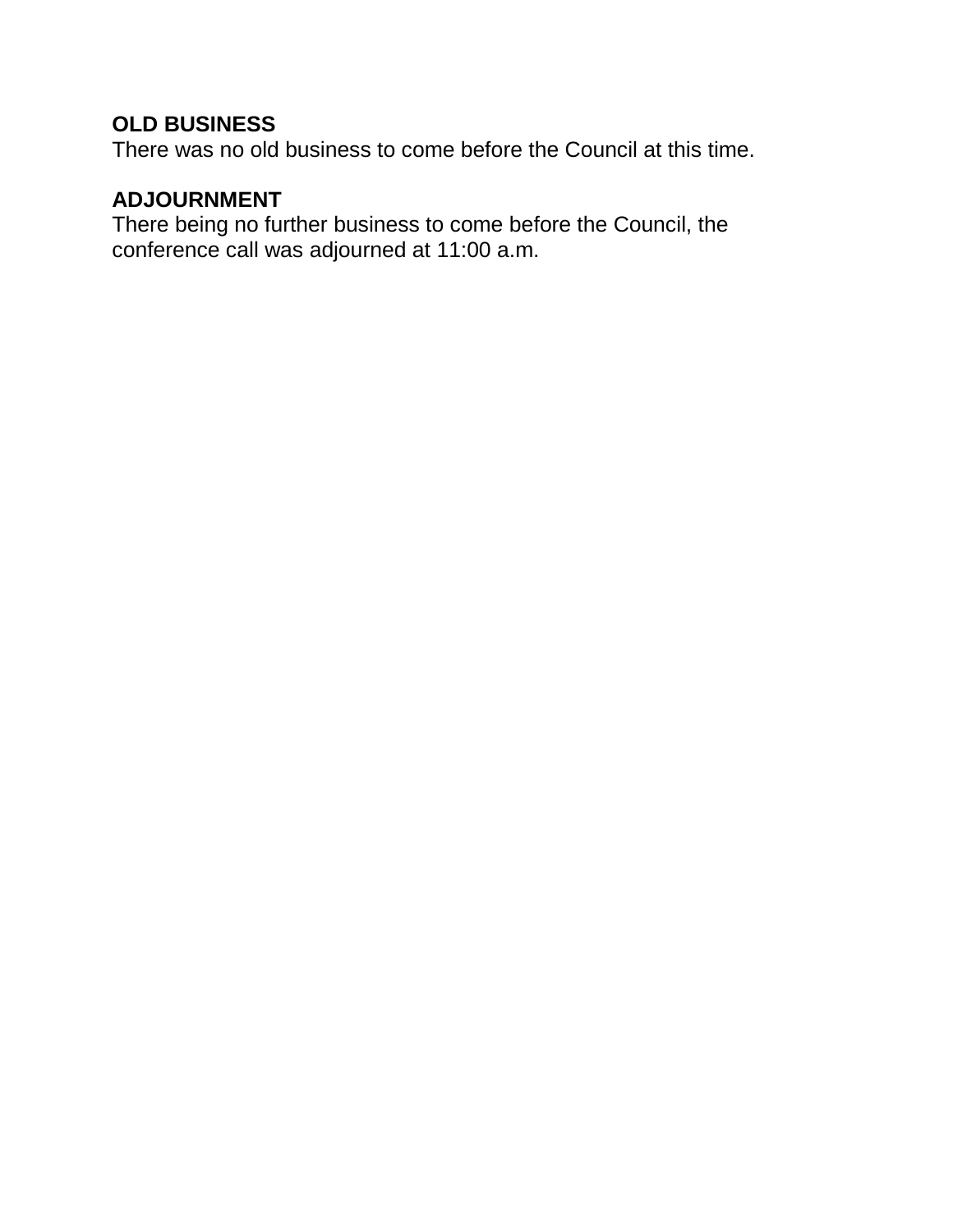**OLD BUSINESS**
There was no old business to come before the Council at this time.

**ADJOURNMENT**
There being no further business to come before the Council, the conference call was adjourned at 11:00 a.m.